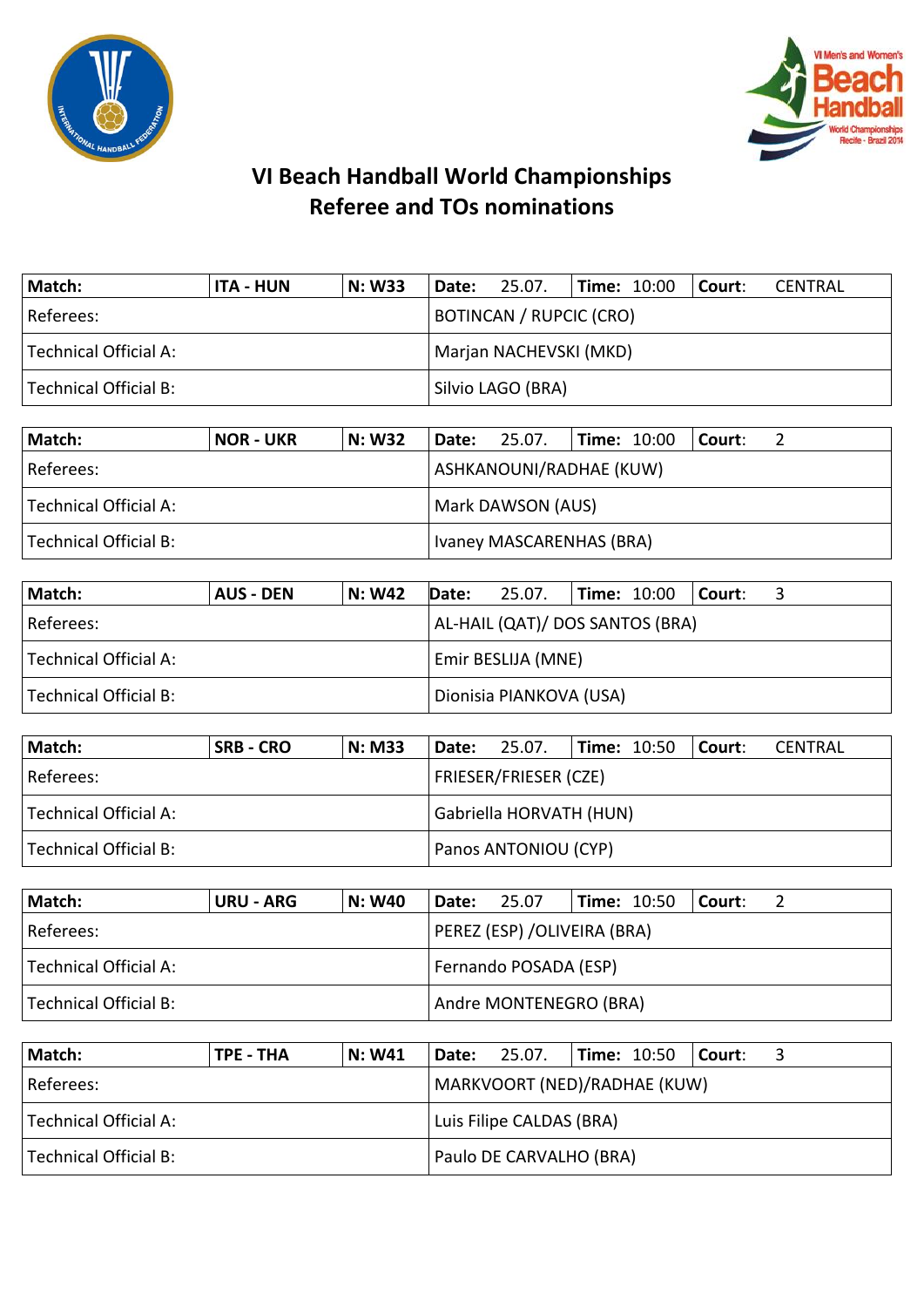# VI Beach Handball World Championships
## Referee and TOs nominations

| Match: | ITA - HUN | N: W33 | Date: 25.07. | Time: 10:00 | Court: CENTRAL |
|---|---|---|---|---|---|
| Referees: | | | BOTINCAN / RUPCIC (CRO) | | |
| Technical Official A: | | | Marjan NACHEVSKI (MKD) | | |
| Technical Official B: | | | Silvio LAGO (BRA) | | |

| Match: | NOR - UKR | N: W32 | Date: 25.07. | Time: 10:00 | Court: 2 |
|---|---|---|---|---|---|
| Referees: | | | ASHKANOUNI/RADHAE (KUW) | | |
| Technical Official A: | | | Mark DAWSON (AUS) | | |
| Technical Official B: | | | Ivaney MASCARENHAS (BRA) | | |

| Match: | AUS - DEN | N: W42 | Date: 25.07. | Time: 10:00 | Court: 3 |
|---|---|---|---|---|---|
| Referees: | | | AL-HAIL (QAT)/ DOS SANTOS (BRA) | | |
| Technical Official A: | | | Emir BESLIJA (MNE) | | |
| Technical Official B: | | | Dionisia PIANKOVA (USA) | | |

| Match: | SRB - CRO | N: M33 | Date: 25.07. | Time: 10:50 | Court: CENTRAL |
|---|---|---|---|---|---|
| Referees: | | | FRIESER/FRIESER (CZE) | | |
| Technical Official A: | | | Gabriella HORVATH (HUN) | | |
| Technical Official B: | | | Panos ANTONIOU (CYP) | | |

| Match: | URU - ARG | N: W40 | Date: 25.07 | Time: 10:50 | Court: 2 |
|---|---|---|---|---|---|
| Referees: | | | PEREZ (ESP) /OLIVEIRA (BRA) | | |
| Technical Official A: | | | Fernando POSADA (ESP) | | |
| Technical Official B: | | | Andre MONTENEGRO (BRA) | | |

| Match: | TPE - THA | N: W41 | Date: 25.07. | Time: 10:50 | Court: 3 |
|---|---|---|---|---|---|
| Referees: | | | MARKVOORT (NED)/RADHAE (KUW) | | |
| Technical Official A: | | | Luis Filipe CALDAS (BRA) | | |
| Technical Official B: | | | Paulo DE CARVALHO (BRA) | | |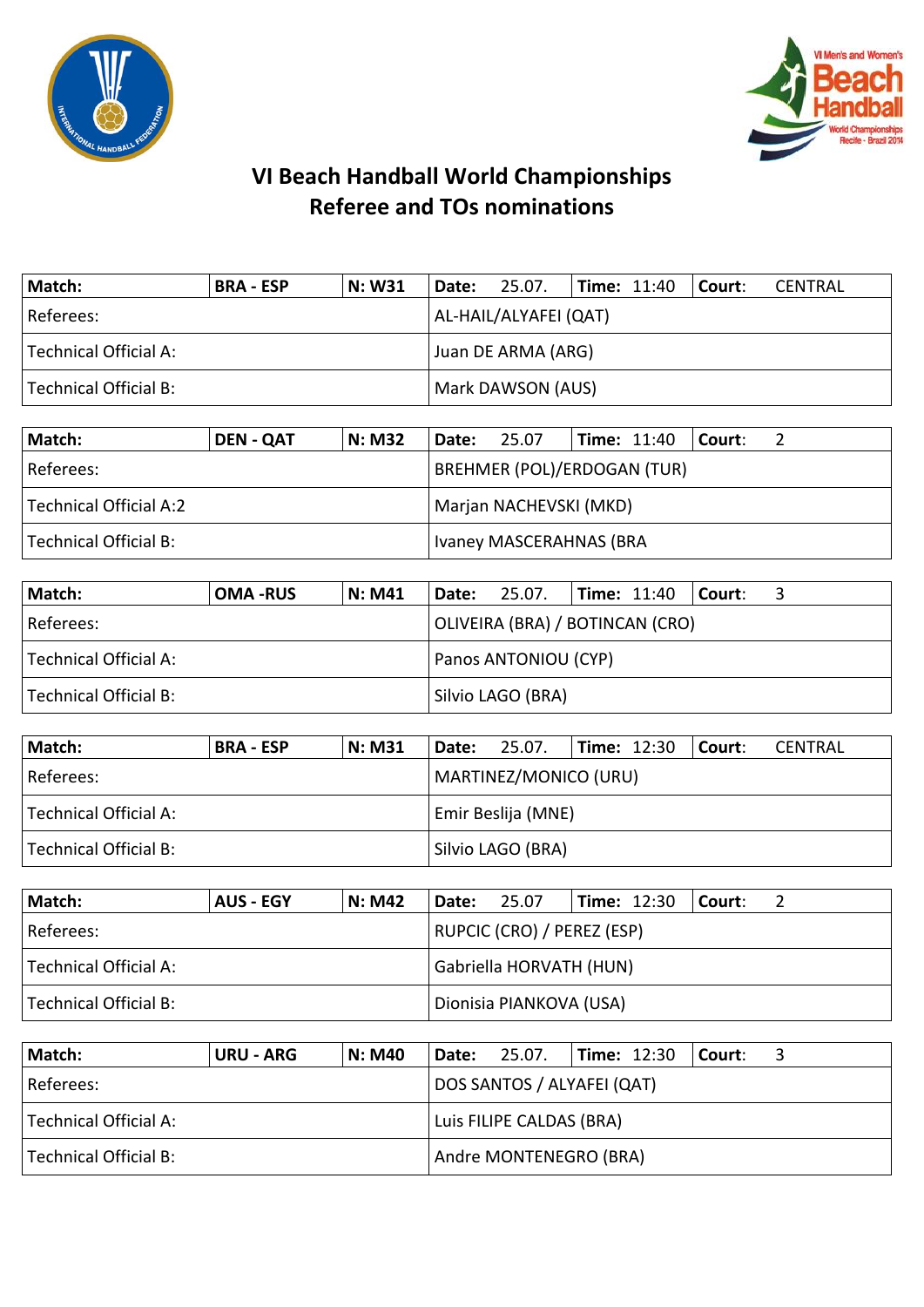# VI Beach Handball World Championships
## Referee and TOs nominations

| Match: | BRA - ESP | N: W31 | Date: 25.07. | Time: 11:40 | Court: CENTRAL |
|---|---|---|---|---|---|
| Referees: | | | AL-HAIL/ALYAFEI (QAT) | | |
| Technical Official A: | | | Juan DE ARMA (ARG) | | |
| Technical Official B: | | | Mark DAWSON (AUS) | | |

| Match: | DEN - QAT | N: M32 | Date: 25.07 | Time: 11:40 | Court: 2 |
|---|---|---|---|---|---|
| Referees: | | | BREHMER (POL)/ERDOGAN (TUR) | | |
| Technical Official A:2 | | | Marjan NACHEVSKI (MKD) | | |
| Technical Official B: | | | Ivaney MASCERAHNAS (BRA | | |

| Match: | OMA -RUS | N: M41 | Date: 25.07. | Time: 11:40 | Court: 3 |
|---|---|---|---|---|---|
| Referees: | | | OLIVEIRA (BRA) / BOTINCAN (CRO) | | |
| Technical Official A: | | | Panos ANTONIOU (CYP) | | |
| Technical Official B: | | | Silvio LAGO (BRA) | | |

| Match: | BRA - ESP | N: M31 | Date: 25.07. | Time: 12:30 | Court: CENTRAL |
|---|---|---|---|---|---|
| Referees: | | | MARTINEZ/MONICO (URU) | | |
| Technical Official A: | | | Emir Beslija (MNE) | | |
| Technical Official B: | | | Silvio LAGO (BRA) | | |

| Match: | AUS - EGY | N: M42 | Date: 25.07 | Time: 12:30 | Court: 2 |
|---|---|---|---|---|---|
| Referees: | | | RUPCIC (CRO) / PEREZ (ESP) | | |
| Technical Official A: | | | Gabriella HORVATH (HUN) | | |
| Technical Official B: | | | Dionisia PIANKOVA (USA) | | |

| Match: | URU - ARG | N: M40 | Date: 25.07. | Time: 12:30 | Court: 3 |
|---|---|---|---|---|---|
| Referees: | | | DOS SANTOS / ALYAFEI (QAT) | | |
| Technical Official A: | | | Luis FILIPE CALDAS (BRA) | | |
| Technical Official B: | | | Andre MONTENEGRO (BRA) | | |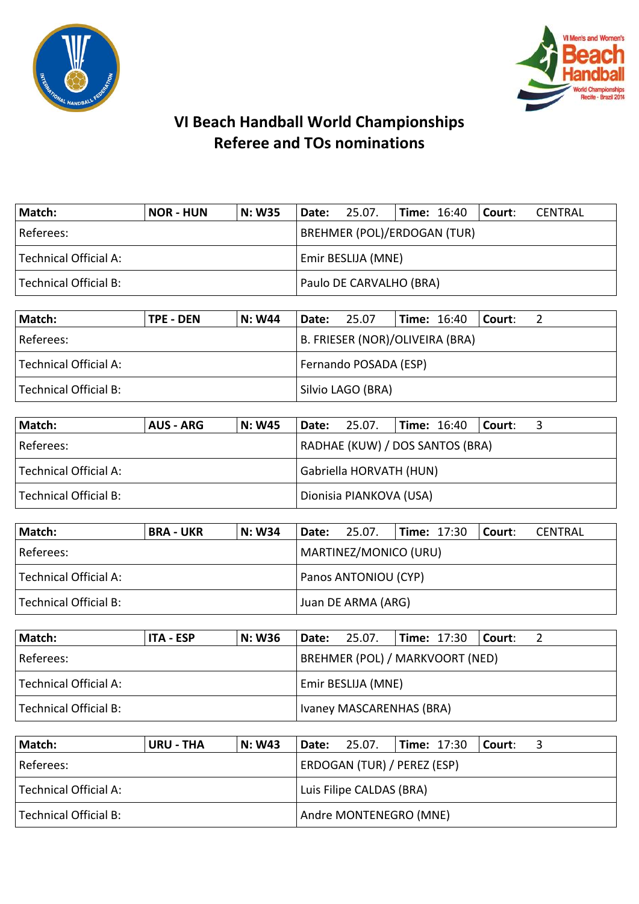# VI Beach Handball World Championships
## Referee and TOs nominations

| Match: | NOR - HUN | N: W35 | Date: 25.07. | Time: 16:40 | Court: CENTRAL |
|---|---|---|---|---|---|
| Referees: | | | BREHMER (POL)/ERDOGAN (TUR) | | |
| Technical Official A: | | | Emir BESLIJA (MNE) | | |
| Technical Official B: | | | Paulo DE CARVALHO (BRA) | | |

| Match: | TPE - DEN | N: W44 | Date: 25.07 | Time: 16:40 | Court: 2 |
|---|---|---|---|---|---|
| Referees: | | | B. FRIESER (NOR)/OLIVEIRA (BRA) | | |
| Technical Official A: | | | Fernando POSADA (ESP) | | |
| Technical Official B: | | | Silvio LAGO (BRA) | | |

| Match: | AUS - ARG | N: W45 | Date: 25.07. | Time: 16:40 | Court: 3 |
|---|---|---|---|---|---|
| Referees: | | | RADHAE (KUW) / DOS SANTOS (BRA) | | |
| Technical Official A: | | | Gabriella HORVATH (HUN) | | |
| Technical Official B: | | | Dionisia PIANKOVA (USA) | | |

| Match: | BRA - UKR | N: W34 | Date: 25.07. | Time: 17:30 | Court: CENTRAL |
|---|---|---|---|---|---|
| Referees: | | | MARTINEZ/MONICO (URU) | | |
| Technical Official A: | | | Panos ANTONIOU (CYP) | | |
| Technical Official B: | | | Juan DE ARMA (ARG) | | |

| Match: | ITA - ESP | N: W36 | Date: 25.07. | Time: 17:30 | Court: 2 |
|---|---|---|---|---|---|
| Referees: | | | BREHMER (POL) / MARKVOORT (NED) | | |
| Technical Official A: | | | Emir BESLIJA (MNE) | | |
| Technical Official B: | | | Ivaney MASCARENHAS (BRA) | | |

| Match: | URU - THA | N: W43 | Date: 25.07. | Time: 17:30 | Court: 3 |
|---|---|---|---|---|---|
| Referees: | | | ERDOGAN (TUR) / PEREZ (ESP) | | |
| Technical Official A: | | | Luis Filipe CALDAS (BRA) | | |
| Technical Official B: | | | Andre MONTENEGRO (MNE) | | |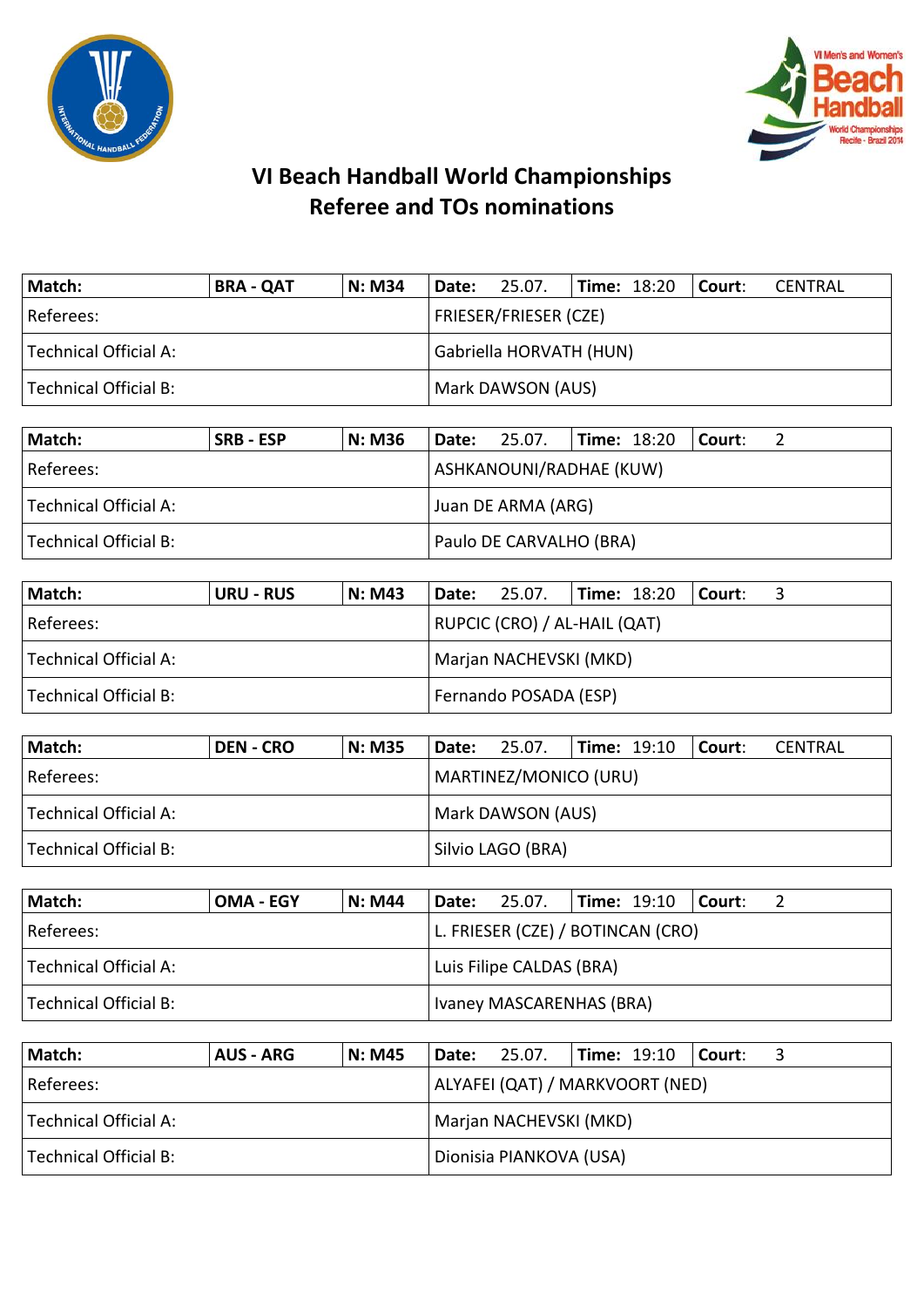# VI Beach Handball World Championships
## Referee and TOs nominations

| **Match:** | **BRA - QAT** | **N: M34** | **Date:** 25.07. | **Time:** 18:20 | **Court:** CENTRAL |
|---|---|---|---|---|---|
| Referees: | | | FRIESER/FRIESER (CZE) | | |
| Technical Official A: | | | Gabriella HORVATH (HUN) | | |
| Technical Official B: | | | Mark DAWSON (AUS) | | |

| **Match:** | **SRB - ESP** | **N: M36** | **Date:** 25.07. | **Time:** 18:20 | **Court:** 2 |
|---|---|---|---|---|---|
| Referees: | | | ASHKANOUNI/RADHAE (KUW) | | |
| Technical Official A: | | | Juan DE ARMA (ARG) | | |
| Technical Official B: | | | Paulo DE CARVALHO (BRA) | | |

| **Match:** | **URU - RUS** | **N: M43** | **Date:** 25.07. | **Time:** 18:20 | **Court:** 3 |
|---|---|---|---|---|---|
| Referees: | | | RUPCIC (CRO) / AL-HAIL (QAT) | | |
| Technical Official A: | | | Marjan NACHEVSKI (MKD) | | |
| Technical Official B: | | | Fernando POSADA (ESP) | | |

| **Match:** | **DEN - CRO** | **N: M35** | **Date:** 25.07. | **Time:** 19:10 | **Court:** CENTRAL |
|---|---|---|---|---|---|
| Referees: | | | MARTINEZ/MONICO (URU) | | |
| Technical Official A: | | | Mark DAWSON (AUS) | | |
| Technical Official B: | | | Silvio LAGO (BRA) | | |

| **Match:** | **OMA - EGY** | **N: M44** | **Date:** 25.07. | **Time:** 19:10 | **Court:** 2 |
|---|---|---|---|---|---|
| Referees: | | | L. FRIESER (CZE) / BOTINCAN (CRO) | | |
| Technical Official A: | | | Luis Filipe CALDAS (BRA) | | |
| Technical Official B: | | | Ivaney MASCARENHAS (BRA) | | |

| **Match:** | **AUS - ARG** | **N: M45** | **Date:** 25.07. | **Time:** 19:10 | **Court:** 3 |
|---|---|---|---|---|---|
| Referees: | | | ALYAFEI (QAT) / MARKVOORT (NED) | | |
| Technical Official A: | | | Marjan NACHEVSKI (MKD) | | |
| Technical Official B: | | | Dionisia PIANKOVA (USA) | | |